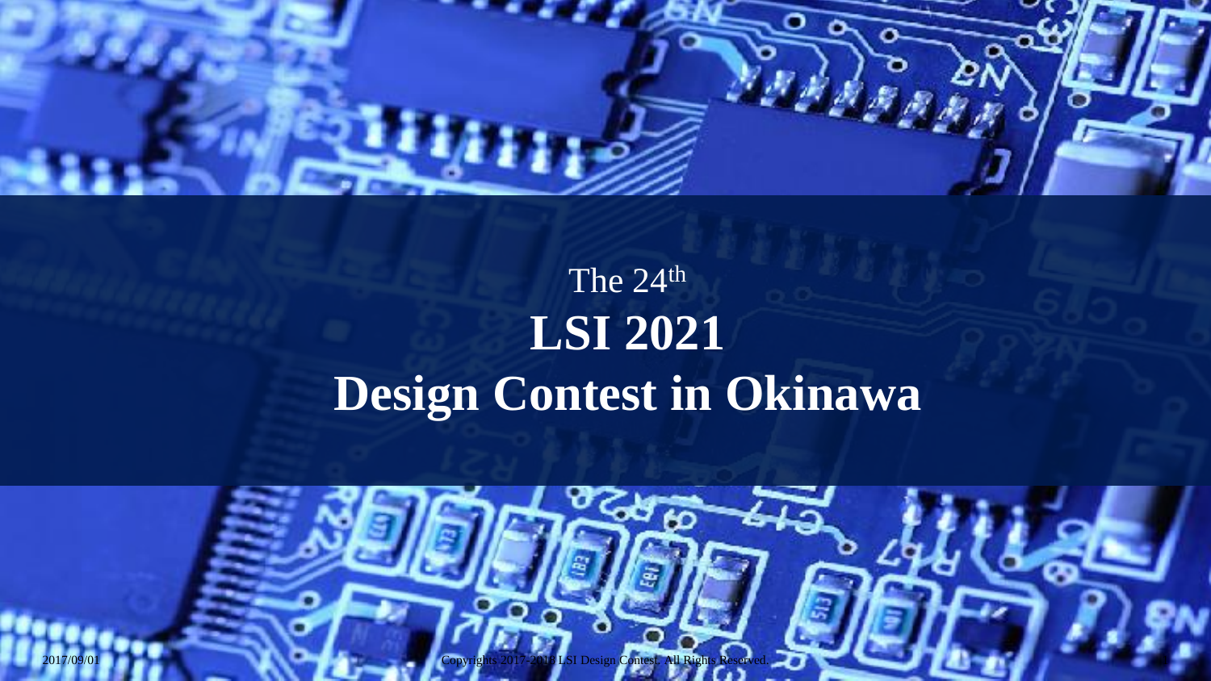# The 24th

# LSI 2021

# Design Contest in Okinawa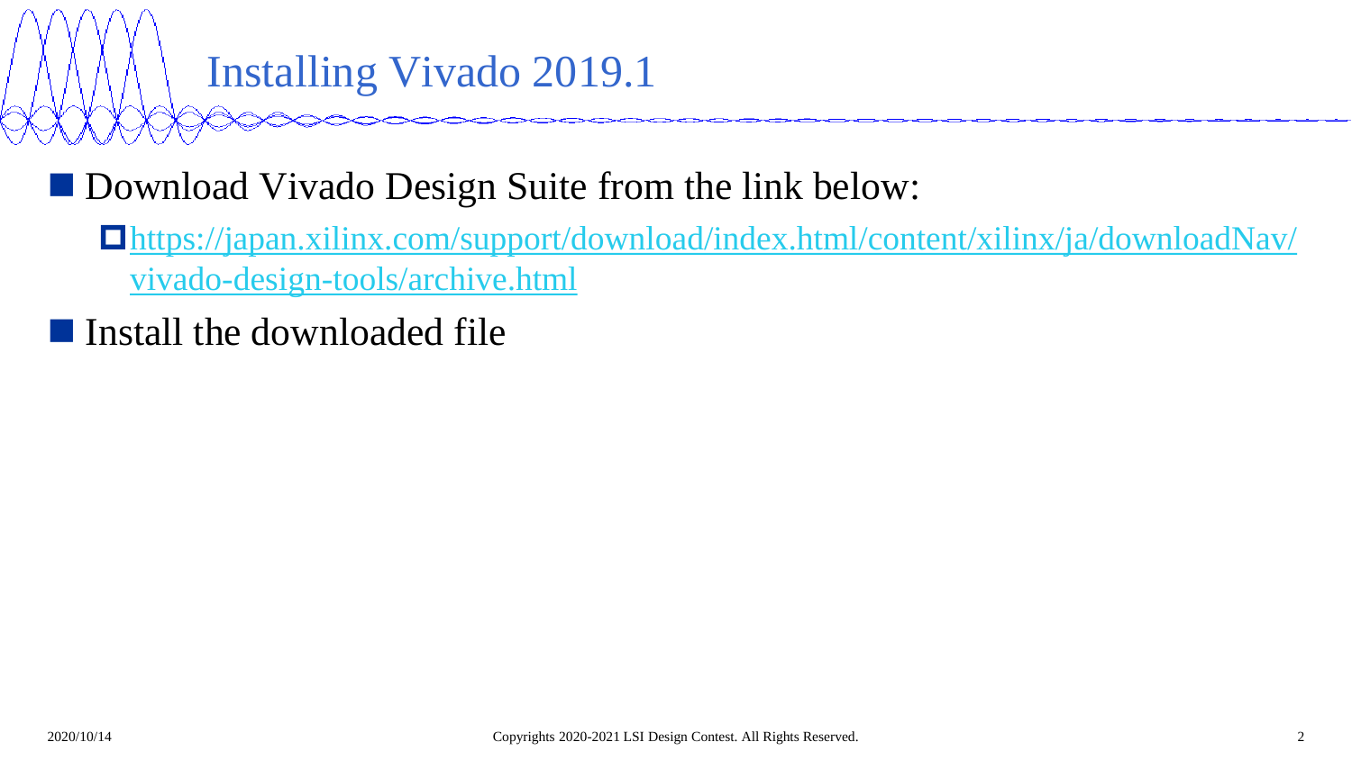# Installing Vivado 2019.1

- Download Vivado Design Suite from the link below:
  - https://japan.xilinx.com/support/download/index.html/content/xilinx/ja/downloadNav/vivado-design-tools/archive.html
- Install the downloaded file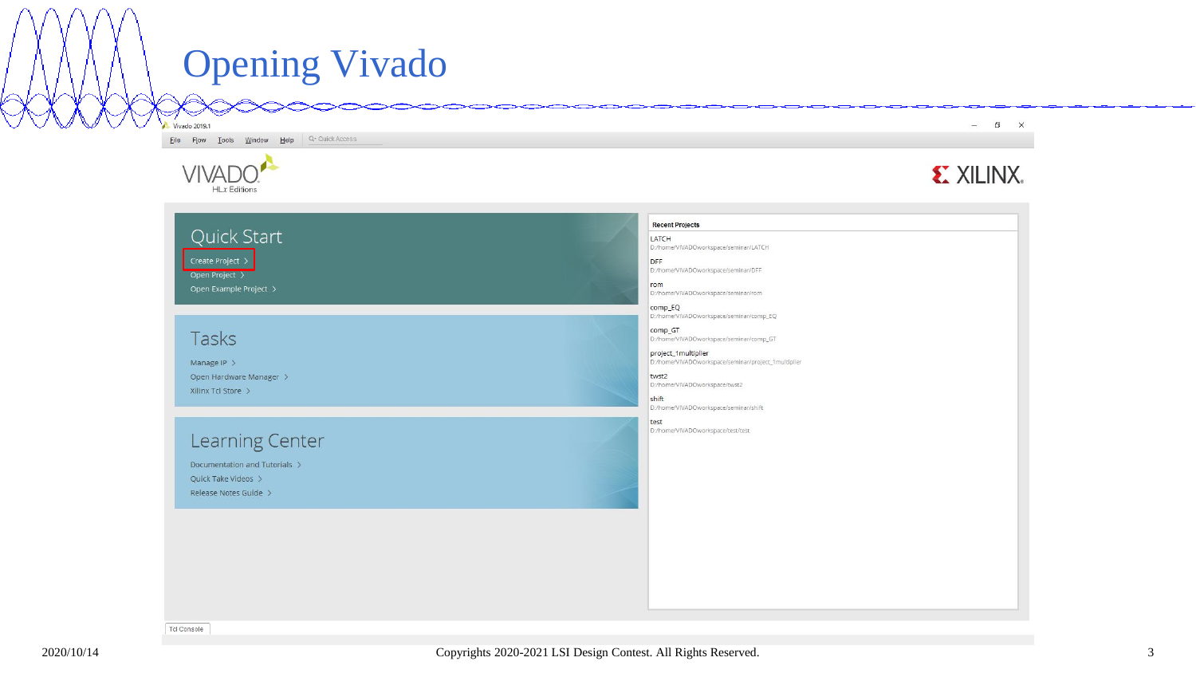# Opening Vivado

Vivado 2019.1

File Flow Tools Window Help Quick Access

VIVADO HLx Editions

XILINX

## Quick Start

Create Project >

Open Project >

Open Example Project >

## Tasks

Manage IP >

Open Hardware Manager >

Xilinx Tcl Store >

## Learning Center

Documentation and Tutorials >

Quick Take Videos >

Release Notes Guide >

**Recent Projects**

LATCH
D:/home/VIVADOworkspace/seminar/LATCH

DFF
D:/home/VIVADOworkspace/seminar/DFF

rom
D:/home/VIVADOworkspace/seminar/rom

comp_EQ
D:/home/VIVADOworkspace/seminar/comp_EQ

comp_GT
D:/home/VIVADOworkspace/seminar/comp_GT

project_1multiplier
D:/home/VIVADOworkspace/seminar/project_1multiplier

twst2
D:/home/VIVADOworkspace/twst2

shift
D:/home/VIVADOworkspace/seminar/shift

test
D:/home/VIVADOworkspace/test/test

Tcl Console

2020/10/14

Copyrights 2020-2021 LSI Design Contest. All Rights Reserved.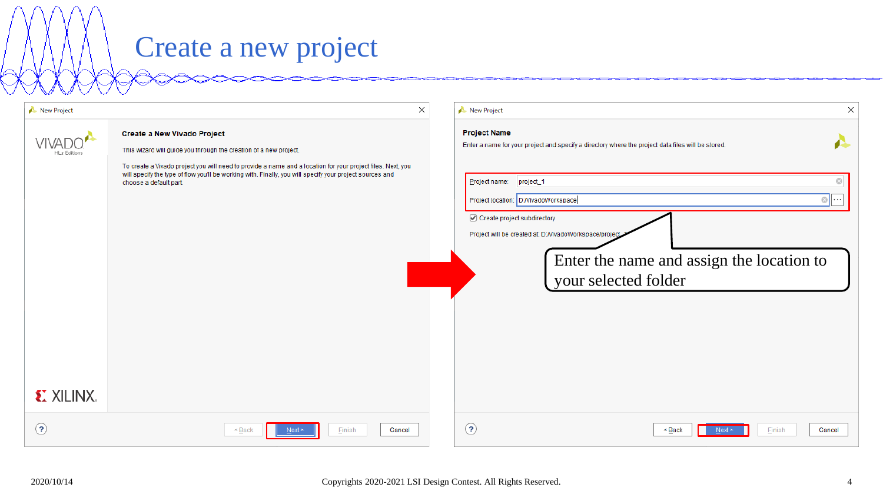# Create a new project

**New Project**

VIVADO HLx Editions

**Create a New Vivado Project**

This wizard will guide you through the creation of a new project.

To create a Vivado project you will need to provide a name and a location for your project files. Next, you will specify the type of flow you'll be working with. Finally, you will specify your project sources and choose a default part.

XILINX

< Back | Next > | Finish | Cancel

**New Project**

**Project Name**

Enter a name for your project and specify a directory where the project data files will be stored.

Project name: project_1

Project location: D:/VivadoWorkspace

Create project subdirectory

Project will be created at: D:/VivadoWorkspace/project_1

Enter the name and assign the location to your selected folder

< Back | Next > | Finish | Cancel

2020/10/14

Copyrights 2020-2021 LSI Design Contest. All Rights Reserved.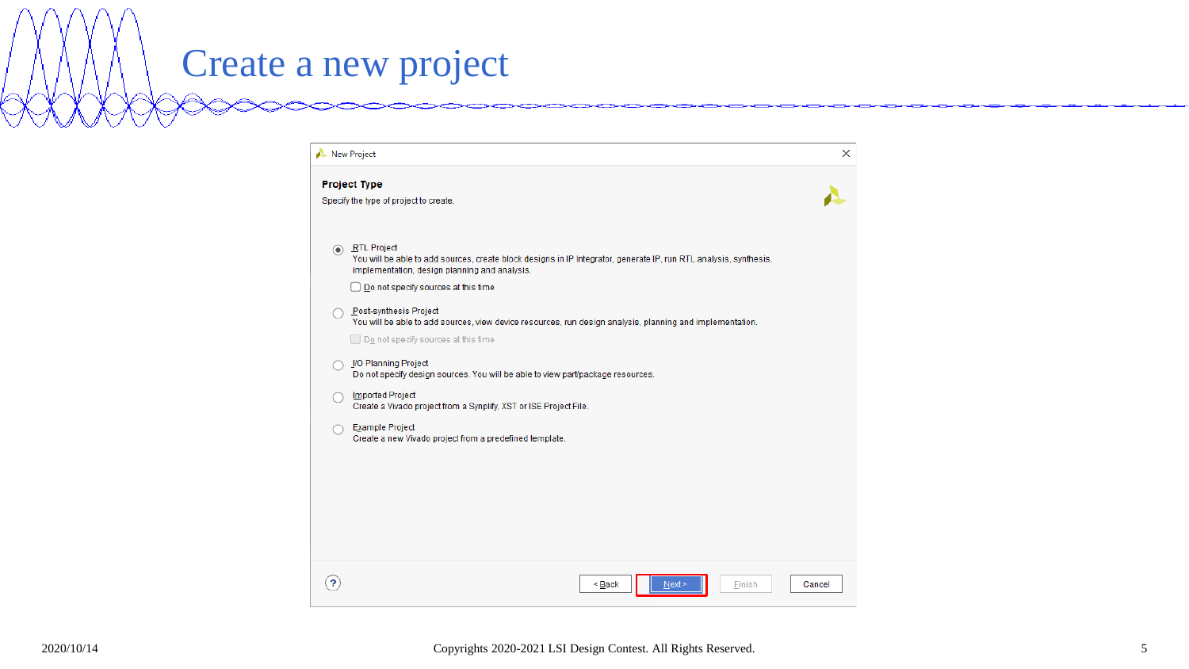# Create a new project

New Project

**Project Type**

Specify the type of project to create.

- (•) RTL Project
  You will be able to add sources, create block designs in IP Integrator, generate IP, run RTL analysis, synthesis, implementation, design planning and analysis.
  - [ ] Do not specify sources at this time
- ( ) Post-synthesis Project
  You will be able to add sources, view device resources, run design analysis, planning and implementation.
  - [ ] Do not specify sources at this time
- ( ) I/O Planning Project
  Do not specify design sources. You will be able to view part/package resources.
- ( ) Imported Project
  Create a Vivado project from a Synplify, XST or ISE Project File.
- ( ) Example Project
  Create a new Vivado project from a predefined template.

< Back | Next > | Finish | Cancel

2020/10/14

Copyrights 2020-2021 LSI Design Contest. All Rights Reserved.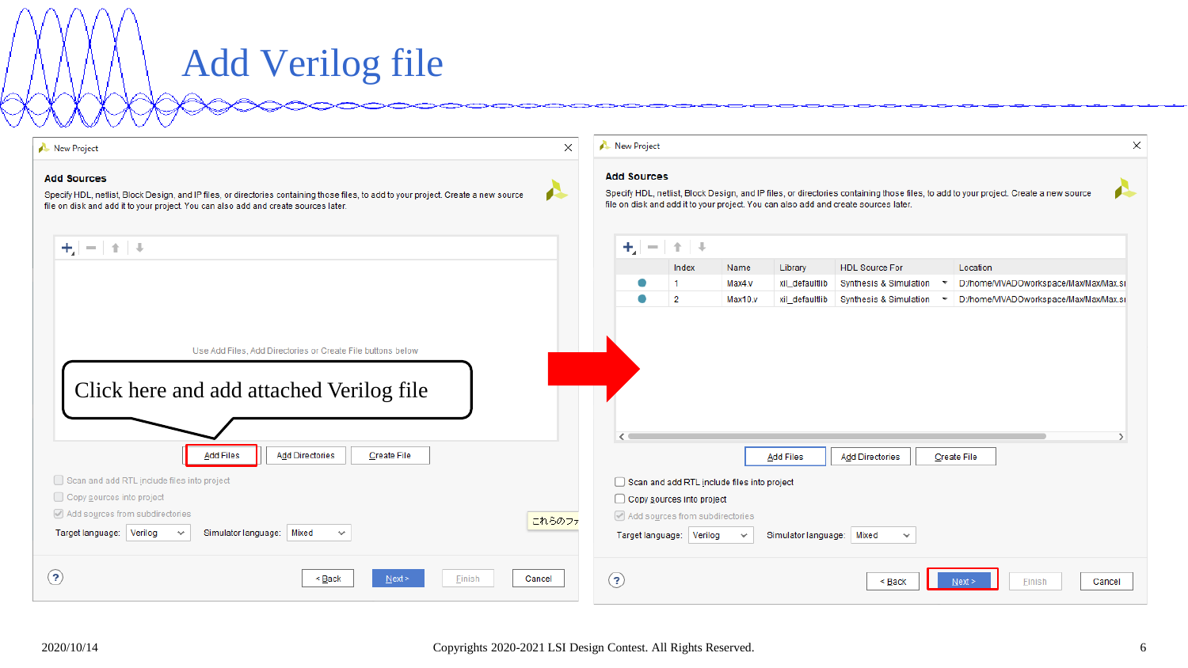# Add Verilog file

**New Project**

**Add Sources**

Specify HDL, netlist, Block Design, and IP files, or directories containing those files, to add to your project. Create a new source file on disk and add it to your project. You can also add and create sources later.

Use Add Files, Add Directories or Create File buttons below

Click here and add attached Verilog file

Add Files | Add Directories | Create File

- Scan and add RTL include files into project
- Copy sources into project
- Add sources from subdirectories

Target language: Verilog　Simulator language: Mixed

< Back | Next > | Finish | Cancel

**New Project**

**Add Sources**

Specify HDL, netlist, Block Design, and IP files, or directories containing those files, to add to your project. Create a new source file on disk and add it to your project. You can also add and create sources later.

| | Index | Name | Library | HDL Source For | Location |
|---|---|---|---|---|---|
| ● | 1 | Max4.v | xil_defaultlib | Synthesis & Simulation | D:/home/VIVADOworkspace/Max/Max/Max.sr |
| ● | 2 | Max10.v | xil_defaultlib | Synthesis & Simulation | D:/home/VIVADOworkspace/Max/Max/Max.sr |

Add Files | Add Directories | Create File

- Scan and add RTL include files into project
- Copy sources into project
- Add sources from subdirectories

Target language: Verilog　Simulator language: Mixed

< Back | Next > | Finish | Cancel

2020/10/14　Copyrights 2020-2021 LSI Design Contest. All Rights Reserved.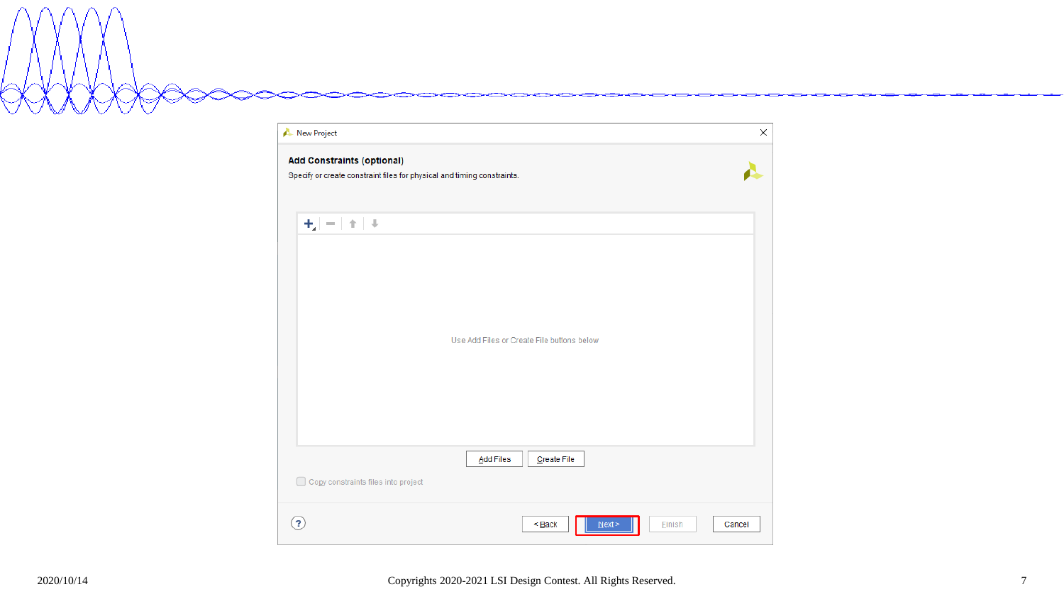New Project

**Add Constraints (optional)**

Specify or create constraint files for physical and timing constraints.

Use Add Files or Create File buttons below

Add Files | Create File

Copy constraints files into project

< Back | Next > | Finish | Cancel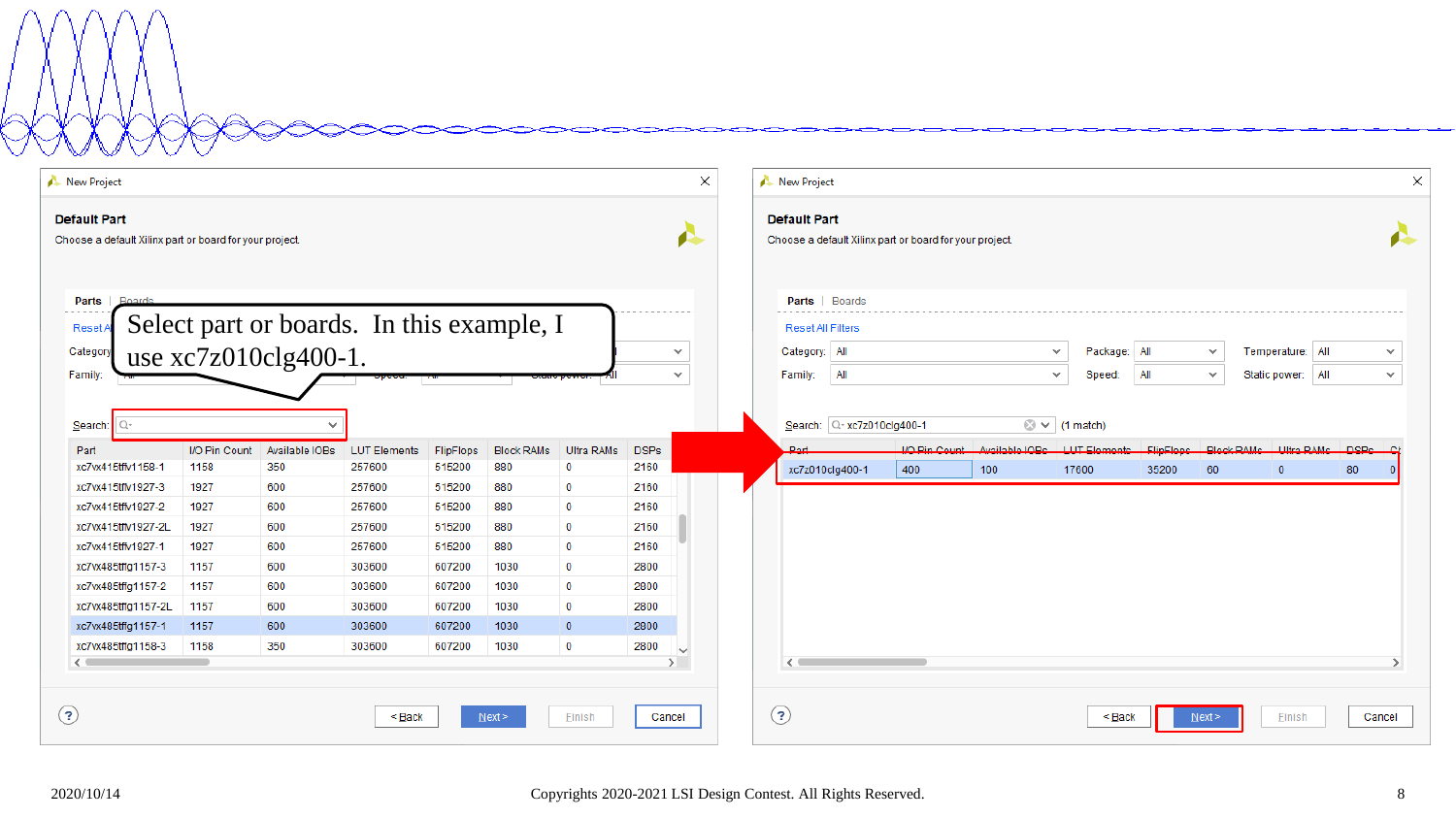New Project

**Default Part**

Choose a default Xilinx part or board for your project

Parts | Boards

Reset All Filters

Category: All | Package: All | Temperature: All

Family: All | Speed: All | Static power: All

Select part or boards. In this example, I use xc7z010clg400-1.

Search:

| Part | I/O Pin Count | Available IOBs | LUT Elements | FlipFlops | Block RAMs | Ultra RAMs | DSPs |
|---|---|---|---|---|---|---|---|
| xc7vx415tffv1158-1 | 1158 | 350 | 257600 | 515200 | 880 | 0 | 2160 |
| xc7vx415tffv1927-3 | 1927 | 600 | 257600 | 515200 | 880 | 0 | 2160 |
| xc7vx415tffv1927-2 | 1927 | 600 | 257600 | 515200 | 880 | 0 | 2160 |
| xc7vx415tffv1927-2L | 1927 | 600 | 257600 | 515200 | 880 | 0 | 2160 |
| xc7vx415tffv1927-1 | 1927 | 600 | 257600 | 515200 | 880 | 0 | 2160 |
| xc7vx485tffg1157-3 | 1157 | 600 | 303600 | 607200 | 1030 | 0 | 2800 |
| xc7vx485tffg1157-2 | 1157 | 600 | 303600 | 607200 | 1030 | 0 | 2800 |
| xc7vx485tffg1157-2L | 1157 | 600 | 303600 | 607200 | 1030 | 0 | 2800 |
| xc7vx485tffg1157-1 | 1157 | 600 | 303600 | 607200 | 1030 | 0 | 2800 |
| xc7vx485tffg1158-3 | 1158 | 350 | 303600 | 607200 | 1030 | 0 | 2800 |

< Back | Next > | Finish | Cancel

New Project

**Default Part**

Choose a default Xilinx part or board for your project

Parts | Boards

Reset All Filters

Category: All | Package: All | Temperature: All

Family: All | Speed: All | Static power: All

Search: xc7z010clg400-1 (1 match)

| Part | I/O Pin Count | Available IOBs | LUT Elements | FlipFlops | Block RAMs | Ultra RAMs | DSPs |
|---|---|---|---|---|---|---|---|
| xc7z010clg400-1 | 400 | 100 | 17600 | 35200 | 60 | 0 | 80 |

< Back | Next > | Finish | Cancel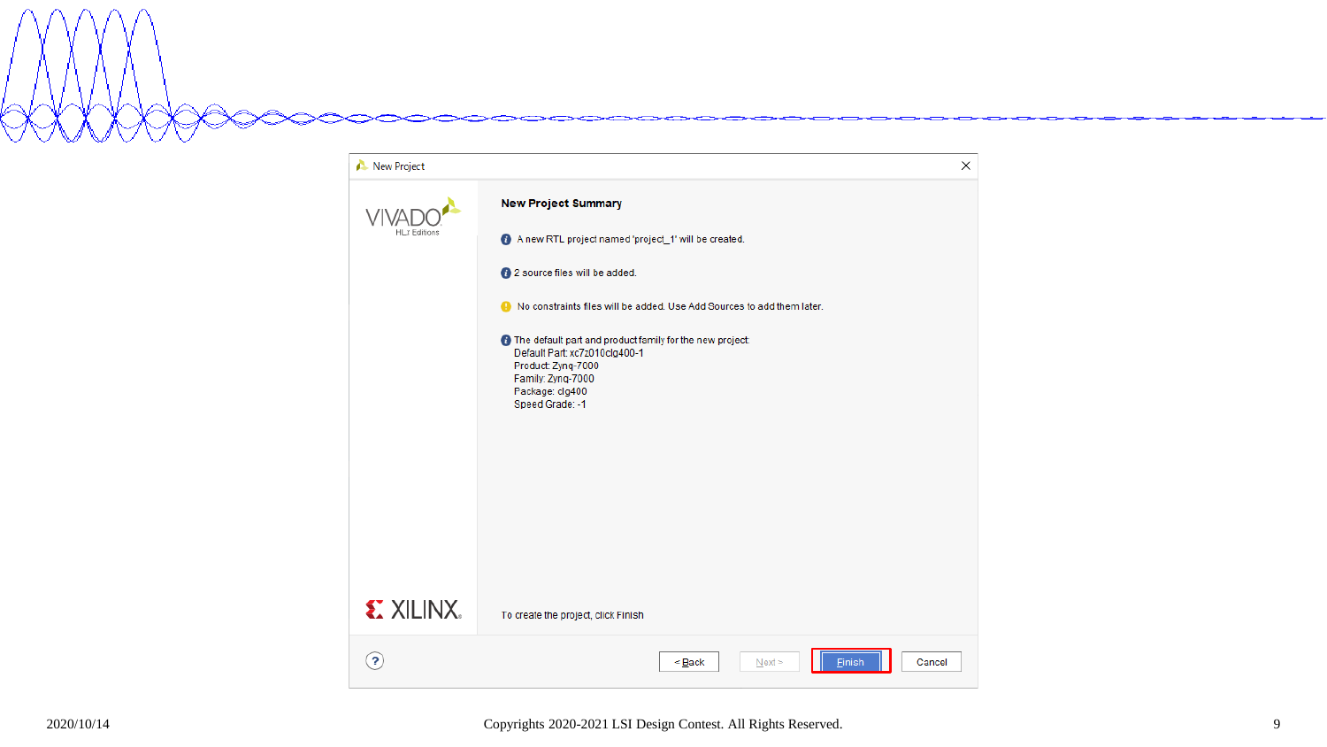New Project

VIVADO HLx Editions

## New Project Summary

A new RTL project named 'project_1' will be created.

2 source files will be added.

No constraints files will be added. Use Add Sources to add them later.

The default part and product family for the new project:
Default Part: xc7z010clg400-1
Product: Zynq-7000
Family: Zynq-7000
Package: clg400
Speed Grade: -1

XILINX

To create the project, click Finish

< Back | Next > | Finish | Cancel

2020/10/14

Copyrights 2020-2021 LSI Design Contest. All Rights Reserved.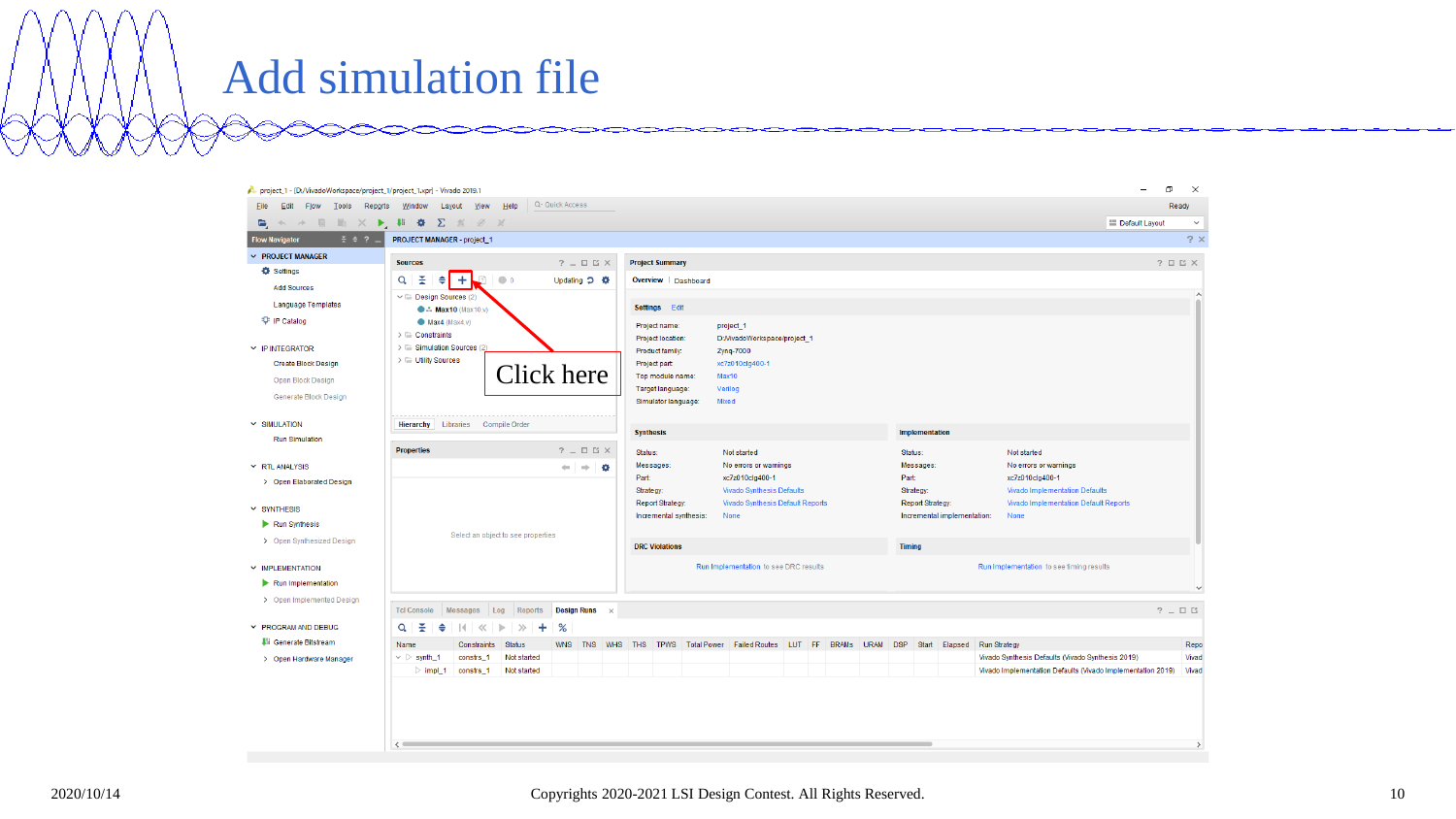# Add simulation file

Click here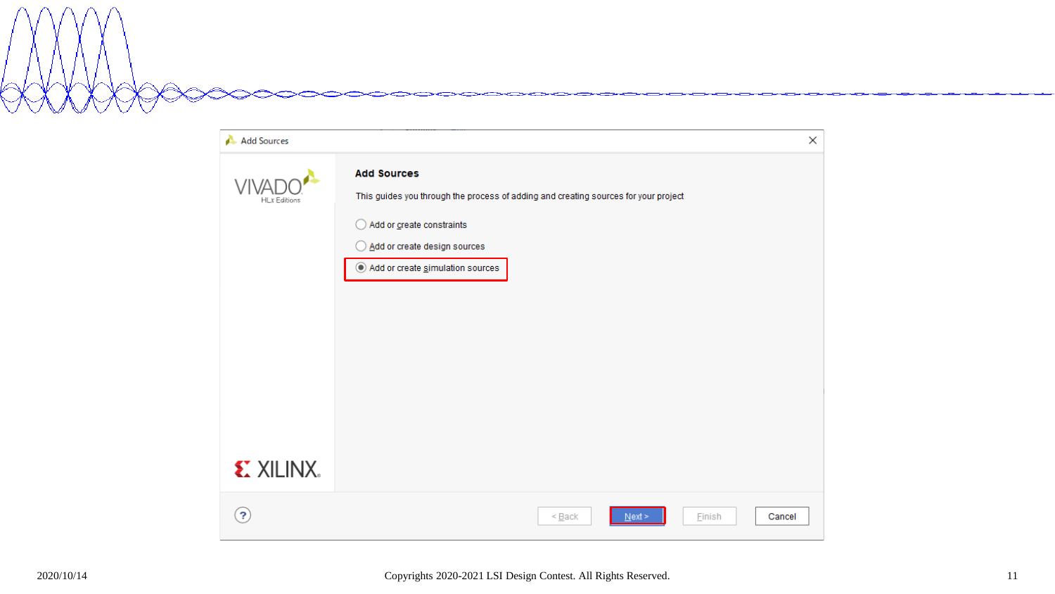Add Sources

VIVADO HLx Editions

## Add Sources

This guides you through the process of adding and creating sources for your project

- ○ Add or create constraints
- ○ Add or create design sources
- ◉ Add or create simulation sources

XILINX

< Back | Next > | Finish | Cancel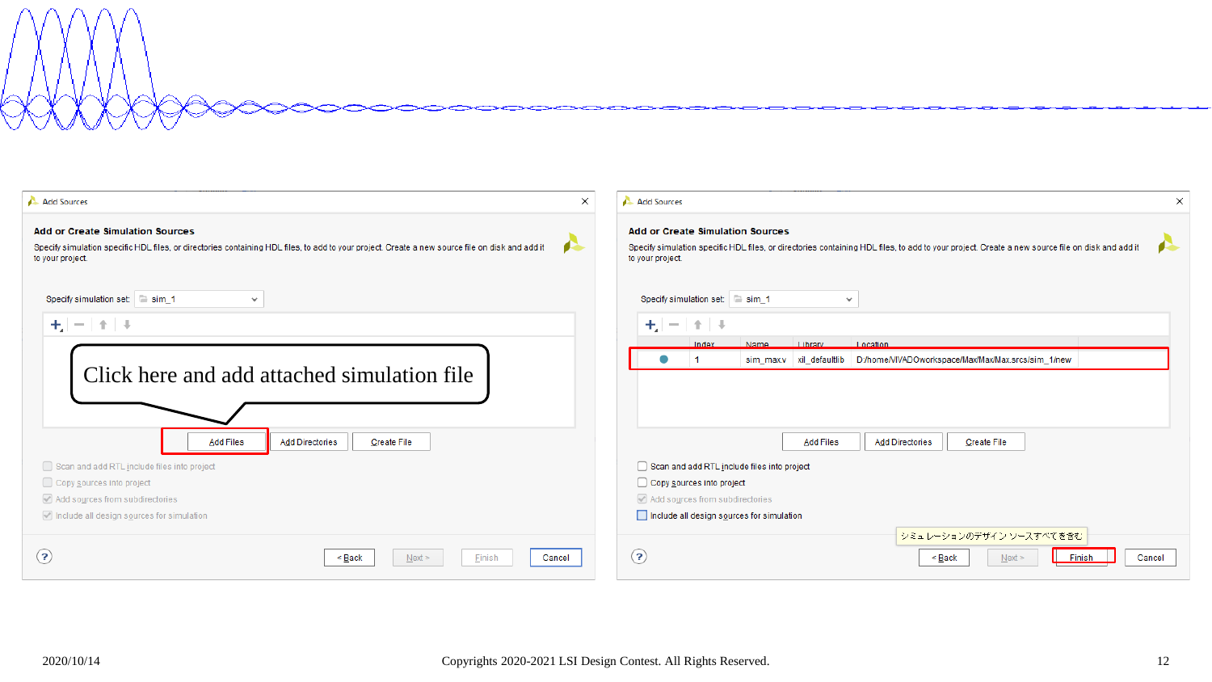Add Sources

**Add or Create Simulation Sources**

Specify simulation specific HDL files, or directories containing HDL files, to add to your project. Create a new source file on disk and add it to your project.

Specify simulation set: sim_1

Click here and add attached simulation file

Add Files | Add Directories | Create File

- Scan and add RTL include files into project
- Copy sources into project
- Add sources from subdirectories
- Include all design sources for simulation

< Back | Next > | Finish | Cancel

Add Sources

**Add or Create Simulation Sources**

Specify simulation specific HDL files, or directories containing HDL files, to add to your project. Create a new source file on disk and add it to your project.

Specify simulation set: sim_1

| | Index | Name | Library | Location |
|---|---|---|---|---|
| ● | 1 | sim_max.v | xil_defaultlib | D:/home/VIVADOworkspace/Max/Max/Max.srcs/sim_1/new |

Add Files | Add Directories | Create File

- Scan and add RTL include files into project
- Copy sources into project
- Add sources from subdirectories
- Include all design sources for simulation

シミュレーションのデザイン ソースすべてを含む

< Back | Next > | Finish | Cancel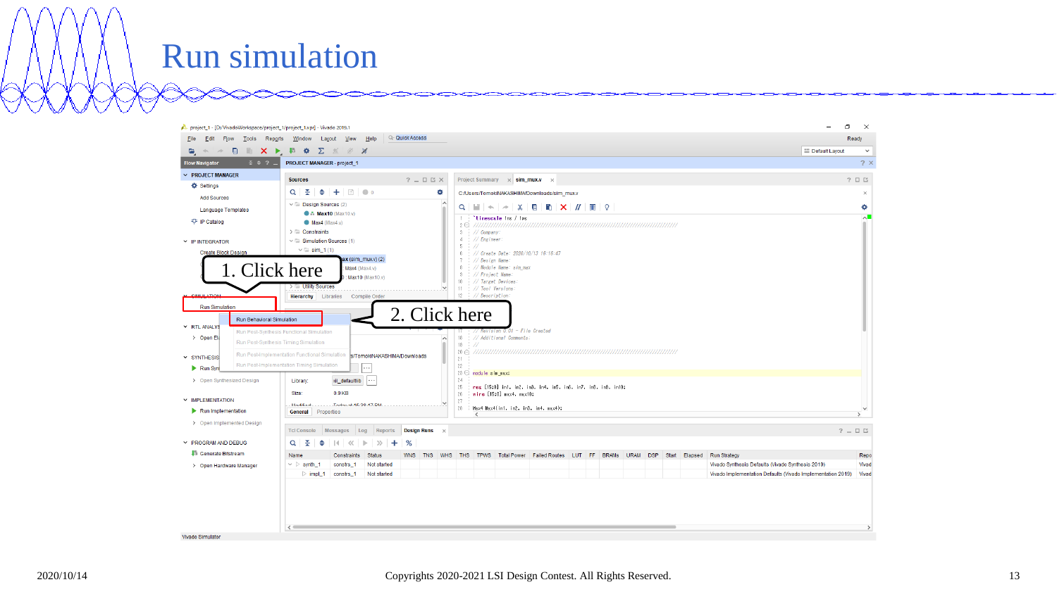# Run simulation

1. Click here

2. Click here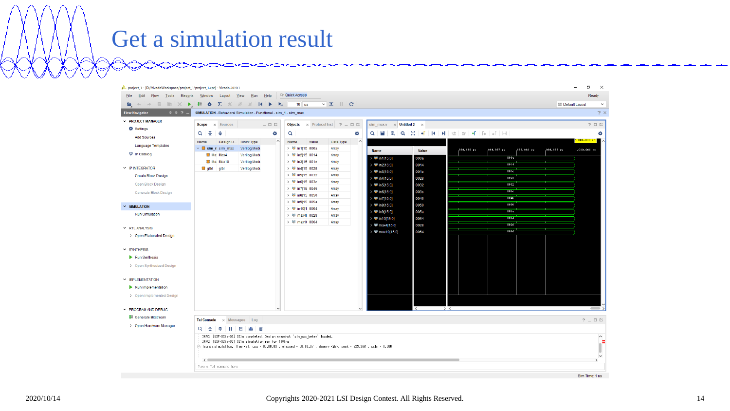# Get a simulation result